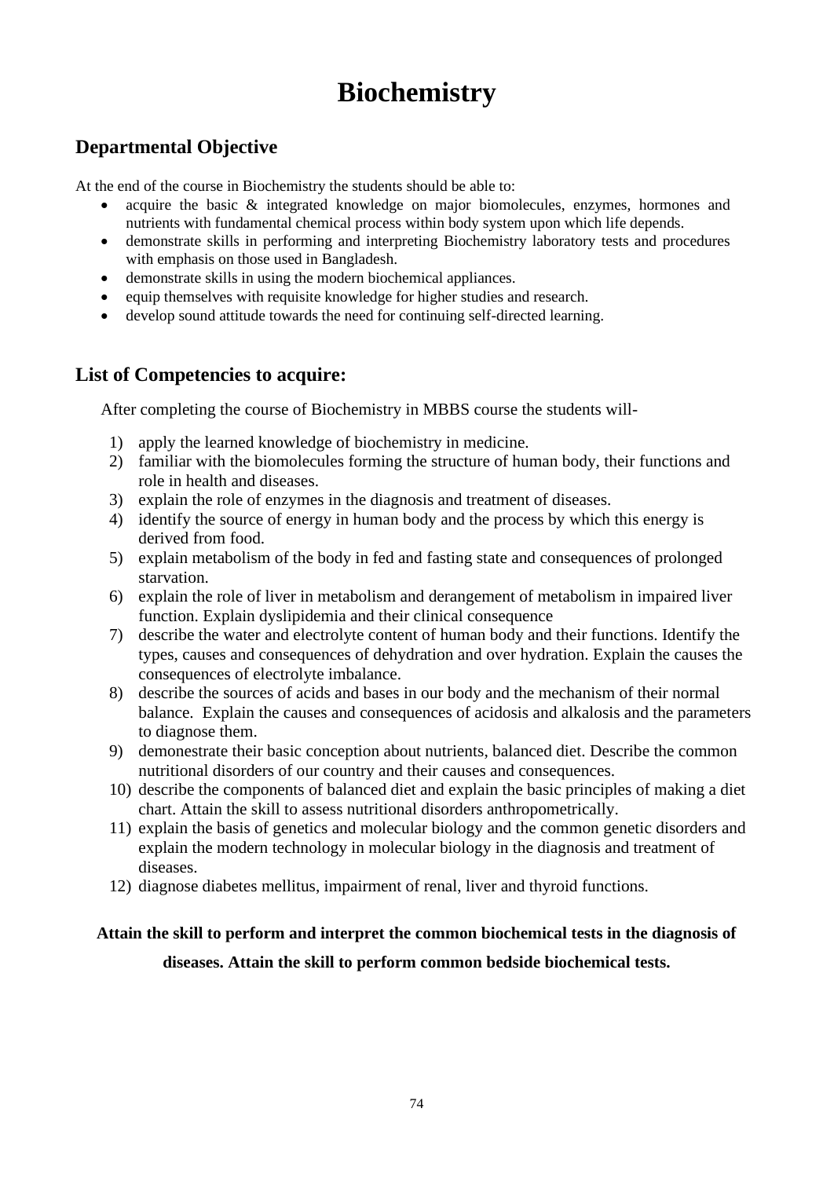# Biochemistry

## Departmental Objective

At the end of the course in Biochemistry the students should be able to:

- acquire the basic & integrated knowledge on major biomolecules, enzymes, hormones and nutrients with fundamental chemical process within body system upon which life depends.
- demonstrate skills in performing and interpreting Biochemistry laboratory tests and procedures with emphasis on those used in Bangladesh.
- demonstrate skills in using the modern biochemical appliances.
- equip themselves with requisite knowledge for higher studies and research.
- develop sound attitude towards the need for continuing self-directed learning.

## List of Competencies to acquire:

After completing the course of Biochemistry in MBBS course the students will-

1) apply the learned knowledge of biochemistry in medicine.
2) familiar with the biomolecules forming the structure of human body, their functions and role in health and diseases.
3) explain the role of enzymes in the diagnosis and treatment of diseases.
4) identify the source of energy in human body and the process by which this energy is derived from food.
5) explain metabolism of the body in fed and fasting state and consequences of prolonged starvation.
6) explain the role of liver in metabolism and derangement of metabolism in impaired liver function. Explain dyslipidemia and their clinical consequence
7) describe the water and electrolyte content of human body and their functions. Identify the types, causes and consequences of dehydration and over hydration. Explain the causes the consequences of electrolyte imbalance.
8) describe the sources of acids and bases in our body and the mechanism of their normal balance. Explain the causes and consequences of acidosis and alkalosis and the parameters to diagnose them.
9) demonestrate their basic conception about nutrients, balanced diet. Describe the common nutritional disorders of our country and their causes and consequences.
10) describe the components of balanced diet and explain the basic principles of making a diet chart. Attain the skill to assess nutritional disorders anthropometrically.
11) explain the basis of genetics and molecular biology and the common genetic disorders and explain the modern technology in molecular biology in the diagnosis and treatment of diseases.
12) diagnose diabetes mellitus, impairment of renal, liver and thyroid functions.

**Attain the skill to perform and interpret the common biochemical tests in the diagnosis of diseases. Attain the skill to perform common bedside biochemical tests.**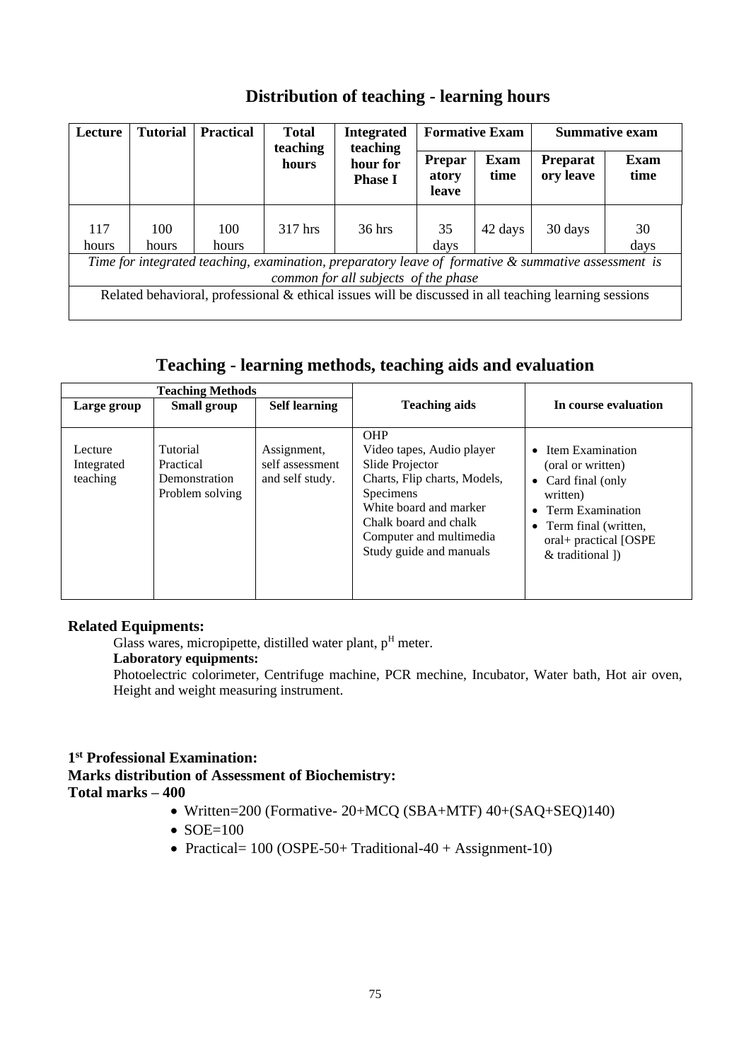## Distribution of teaching - learning hours

| Lecture | Tutorial | Practical | Total teaching hours | Integrated teaching hour for Phase I | Formative Exam | | Summative exam | |
|---|---|---|---|---|---|---|---|---|
| | | | | | Preparatory leave | Exam time | Preparatory leave | Exam time |
| 117 hours | 100 hours | 100 hours | 317 hrs | 36 hrs | 35 days | 42 days | 30 days | 30 days |
| *Time for integrated teaching, examination, preparatory leave of formative & summative assessment is common for all subjects of the phase* | | | | | | | | |
| Related behavioral, professional & ethical issues will be discussed in all teaching learning sessions | | | | | | | | |

## Teaching - learning methods, teaching aids and evaluation

| Teaching Methods | | | Teaching aids | In course evaluation |
|---|---|---|---|---|
| Large group | Small group | Self learning | | |
| Lecture<br>Integrated teaching | Tutorial<br>Practical<br>Demonstration<br>Problem solving | Assignment, self assessment and self study. | OHP<br>Video tapes, Audio player<br>Slide Projector<br>Charts, Flip charts, Models, Specimens<br>White board and marker<br>Chalk board and chalk<br>Computer and multimedia<br>Study guide and manuals | • Item Examination (oral or written)<br>• Card final (only written)<br>• Term Examination<br>• Term final (written, oral+ practical [OSPE & traditional ]) |

**Related Equipments:**

Glass wares, micropipette, distilled water plant, p$^{H}$ meter.

**Laboratory equipments:**

Photoelectric colorimeter, Centrifuge machine, PCR mechine, Incubator, Water bath, Hot air oven, Height and weight measuring instrument.

**1st Professional Examination:**

**Marks distribution of Assessment of Biochemistry:**

**Total marks – 400**

- Written=200 (Formative- 20+MCQ (SBA+MTF) 40+(SAQ+SEQ)140)
- SOE=100
- Practical= 100 (OSPE-50+ Traditional-40 + Assignment-10)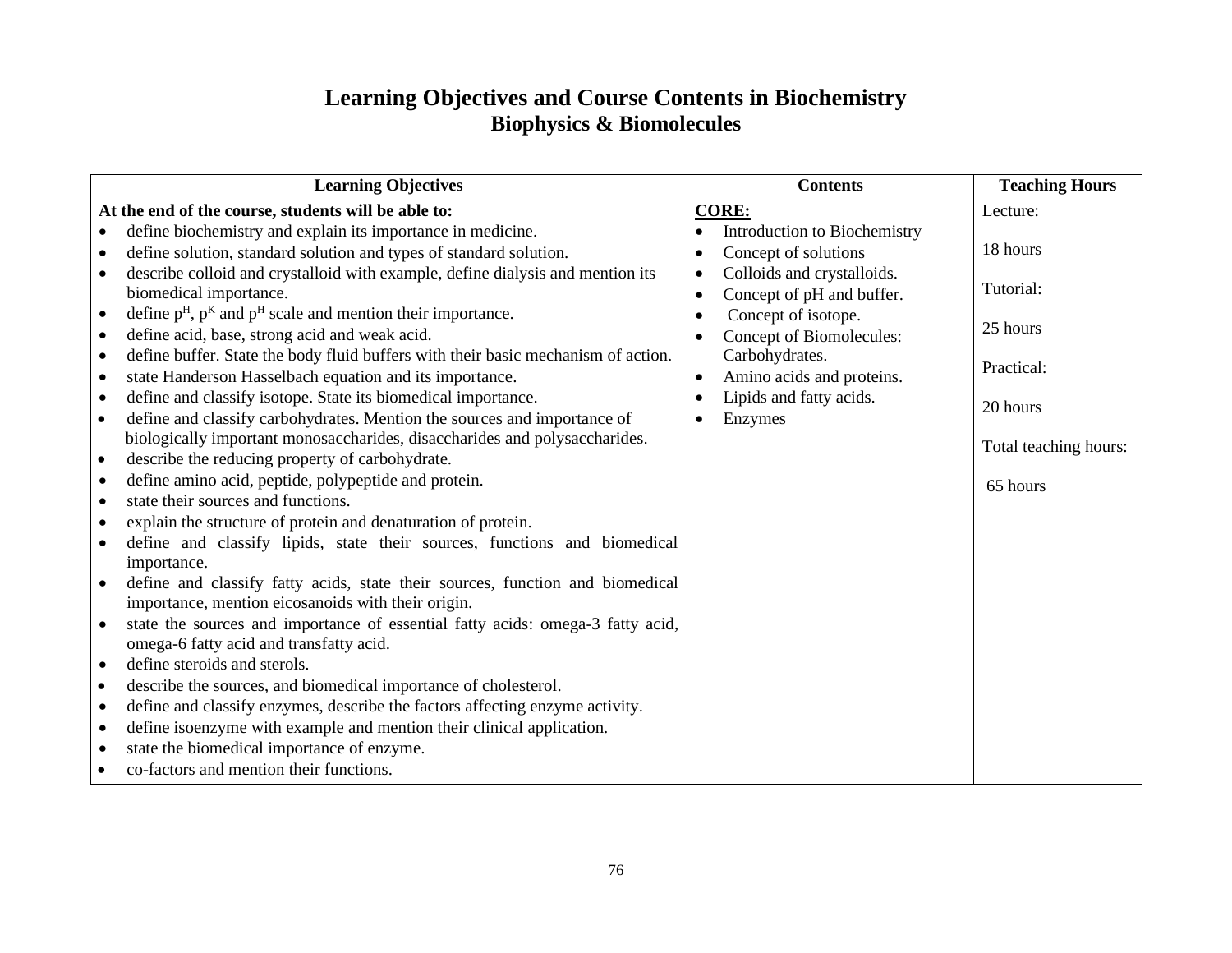# Learning Objectives and Course Contents in Biochemistry

## Biophysics & Biomolecules

| Learning Objectives | Contents | Teaching Hours |
|---|---|---|
| **At the end of the course, students will be able to:**<br>• define biochemistry and explain its importance in medicine.<br>• define solution, standard solution and types of standard solution.<br>• describe colloid and crystalloid with example, define dialysis and mention its biomedical importance.<br>• define $p^H$, $p^K$ and $p^H$ scale and mention their importance.<br>• define acid, base, strong acid and weak acid.<br>• define buffer. State the body fluid buffers with their basic mechanism of action.<br>• state Handerson Hasselbach equation and its importance.<br>• define and classify isotope. State its biomedical importance.<br>• define and classify carbohydrates. Mention the sources and importance of biologically important monosaccharides, disaccharides and polysaccharides.<br>• describe the reducing property of carbohydrate.<br>• define amino acid, peptide, polypeptide and protein.<br>• state their sources and functions.<br>• explain the structure of protein and denaturation of protein.<br>• define and classify lipids, state their sources, functions and biomedical importance.<br>• define and classify fatty acids, state their sources, function and biomedical importance, mention eicosanoids with their origin.<br>• state the sources and importance of essential fatty acids: omega-3 fatty acid, omega-6 fatty acid and transfatty acid.<br>• define steroids and sterols.<br>• describe the sources, and biomedical importance of cholesterol.<br>• define and classify enzymes, describe the factors affecting enzyme activity.<br>• define isoenzyme with example and mention their clinical application.<br>• state the biomedical importance of enzyme.<br>• co-factors and mention their functions. | **CORE:**<br>• Introduction to Biochemistry<br>• Concept of solutions<br>• Colloids and crystalloids.<br>• Concept of pH and buffer.<br>• Concept of isotope.<br>• Concept of Biomolecules: Carbohydrates.<br>• Amino acids and proteins.<br>• Lipids and fatty acids.<br>• Enzymes | Lecture:<br><br>18 hours<br><br>Tutorial:<br><br>25 hours<br><br>Practical:<br><br>20 hours<br><br>Total teaching hours:<br><br>65 hours |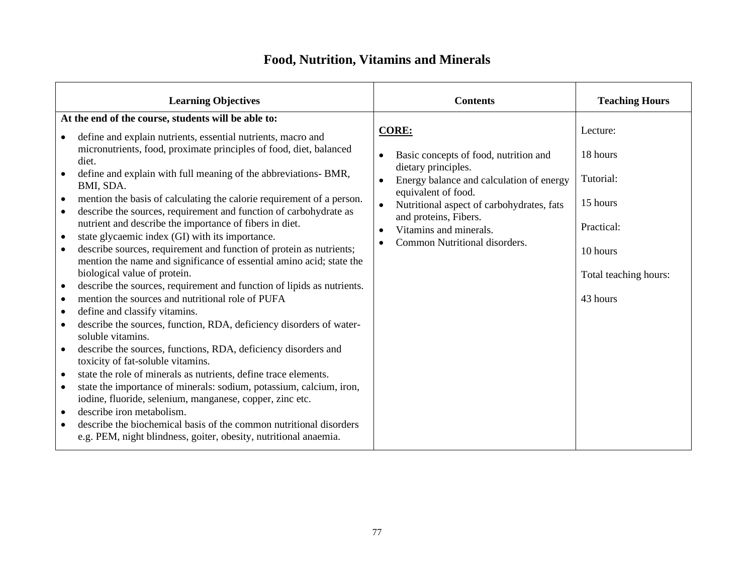# Food, Nutrition, Vitamins and Minerals

| Learning Objectives | Contents | Teaching Hours |
|---|---|---|
| **At the end of the course, students will be able to:**<br>• define and explain nutrients, essential nutrients, macro and micronutrients, food, proximate principles of food, diet, balanced diet.<br>• define and explain with full meaning of the abbreviations- BMR, BMI, SDA.<br>• mention the basis of calculating the calorie requirement of a person.<br>• describe the sources, requirement and function of carbohydrate as nutrient and describe the importance of fibers in diet.<br>• state glycaemic index (GI) with its importance.<br>• describe sources, requirement and function of protein as nutrients; mention the name and significance of essential amino acid; state the biological value of protein.<br>• describe the sources, requirement and function of lipids as nutrients.<br>• mention the sources and nutritional role of PUFA<br>• define and classify vitamins.<br>• describe the sources, function, RDA, deficiency disorders of water-soluble vitamins.<br>• describe the sources, functions, RDA, deficiency disorders and toxicity of fat-soluble vitamins.<br>• state the role of minerals as nutrients, define trace elements.<br>• state the importance of minerals: sodium, potassium, calcium, iron, iodine, fluoride, selenium, manganese, copper, zinc etc.<br>• describe iron metabolism.<br>• describe the biochemical basis of the common nutritional disorders e.g. PEM, night blindness, goiter, obesity, nutritional anaemia. | **CORE:**<br>• Basic concepts of food, nutrition and dietary principles.<br>• Energy balance and calculation of energy equivalent of food.<br>• Nutritional aspect of carbohydrates, fats and proteins, Fibers.<br>• Vitamins and minerals.<br>• Common Nutritional disorders. | Lecture:<br>18 hours<br>Tutorial:<br>15 hours<br>Practical:<br>10 hours<br>Total teaching hours:<br>43 hours |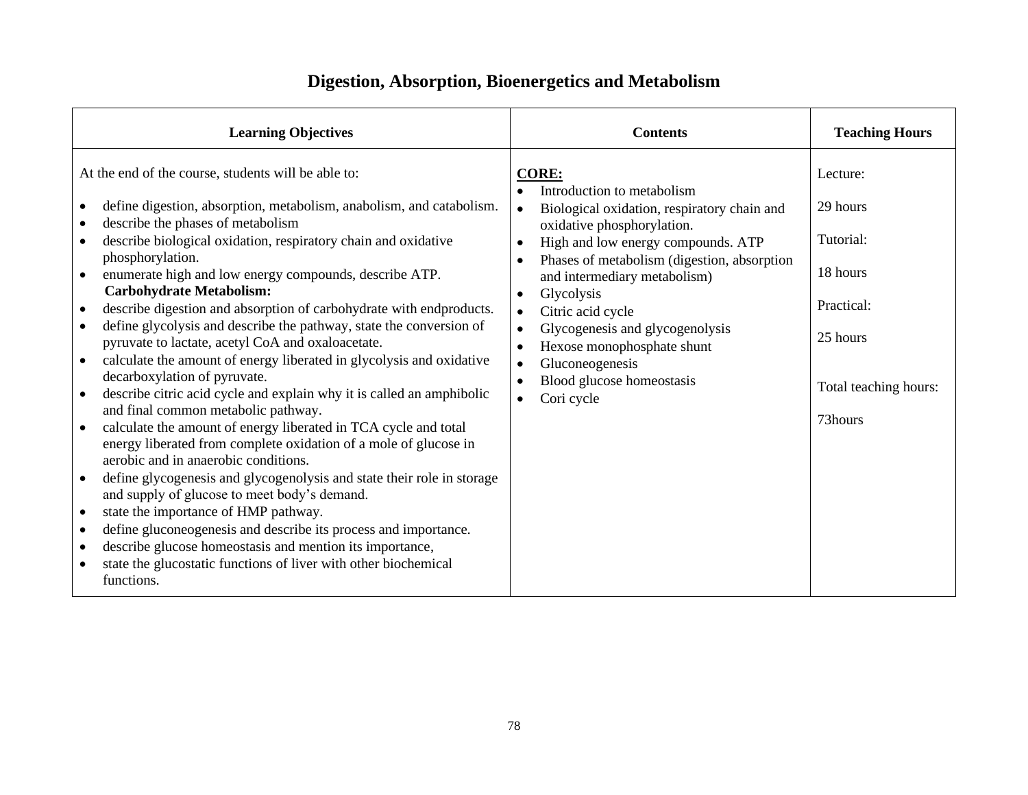# Digestion, Absorption, Bioenergetics and Metabolism

| Learning Objectives | Contents | Teaching Hours |
|---|---|---|
| At the end of the course, students will be able to:<br><br>• define digestion, absorption, metabolism, anabolism, and catabolism.<br>• describe the phases of metabolism<br>• describe biological oxidation, respiratory chain and oxidative phosphorylation.<br>• enumerate high and low energy compounds, describe ATP.<br>**Carbohydrate Metabolism:**<br>• describe digestion and absorption of carbohydrate with endproducts.<br>• define glycolysis and describe the pathway, state the conversion of pyruvate to lactate, acetyl CoA and oxaloacetate.<br>• calculate the amount of energy liberated in glycolysis and oxidative decarboxylation of pyruvate.<br>• describe citric acid cycle and explain why it is called an amphibolic and final common metabolic pathway.<br>• calculate the amount of energy liberated in TCA cycle and total energy liberated from complete oxidation of a mole of glucose in aerobic and in anaerobic conditions.<br>• define glycogenesis and glycogenolysis and state their role in storage and supply of glucose to meet body's demand.<br>• state the importance of HMP pathway.<br>• define gluconeogenesis and describe its process and importance.<br>• describe glucose homeostasis and mention its importance,<br>• state the glucostatic functions of liver with other biochemical functions. | **CORE:**<br>• Introduction to metabolism<br>• Biological oxidation, respiratory chain and oxidative phosphorylation.<br>• High and low energy compounds. ATP<br>• Phases of metabolism (digestion, absorption and intermediary metabolism)<br>• Glycolysis<br>• Citric acid cycle<br>• Glycogenesis and glycogenolysis<br>• Hexose monophosphate shunt<br>• Gluconeogenesis<br>• Blood glucose homeostasis<br>• Cori cycle | Lecture:<br><br>29 hours<br><br>Tutorial:<br><br>18 hours<br><br>Practical:<br><br>25 hours<br><br>Total teaching hours:<br><br>73hours |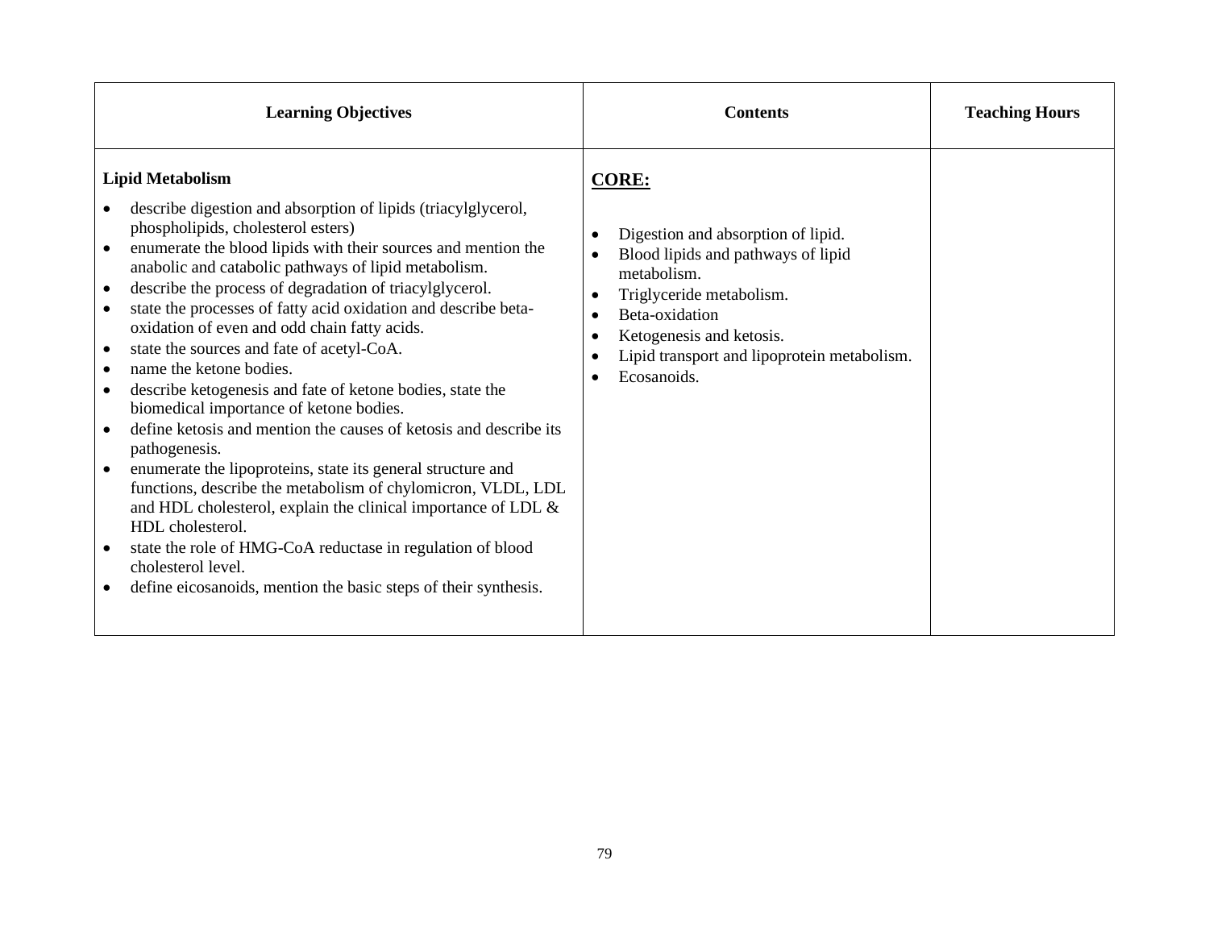| Learning Objectives | Contents | Teaching Hours |
|---|---|---|
| **Lipid Metabolism**<br>• describe digestion and absorption of lipids (triacylglycerol, phospholipids, cholesterol esters)<br>• enumerate the blood lipids with their sources and mention the anabolic and catabolic pathways of lipid metabolism.<br>• describe the process of degradation of triacylglycerol.<br>• state the processes of fatty acid oxidation and describe beta-oxidation of even and odd chain fatty acids.<br>• state the sources and fate of acetyl-CoA.<br>• name the ketone bodies.<br>• describe ketogenesis and fate of ketone bodies, state the biomedical importance of ketone bodies.<br>• define ketosis and mention the causes of ketosis and describe its pathogenesis.<br>• enumerate the lipoproteins, state its general structure and functions, describe the metabolism of chylomicron, VLDL, LDL and HDL cholesterol, explain the clinical importance of LDL & HDL cholesterol.<br>• state the role of HMG-CoA reductase in regulation of blood cholesterol level.<br>• define eicosanoids, mention the basic steps of their synthesis. | **CORE:**<br>• Digestion and absorption of lipid.<br>• Blood lipids and pathways of lipid metabolism.<br>• Triglyceride metabolism.<br>• Beta-oxidation<br>• Ketogenesis and ketosis.<br>• Lipid transport and lipoprotein metabolism.<br>• Ecosanoids. | |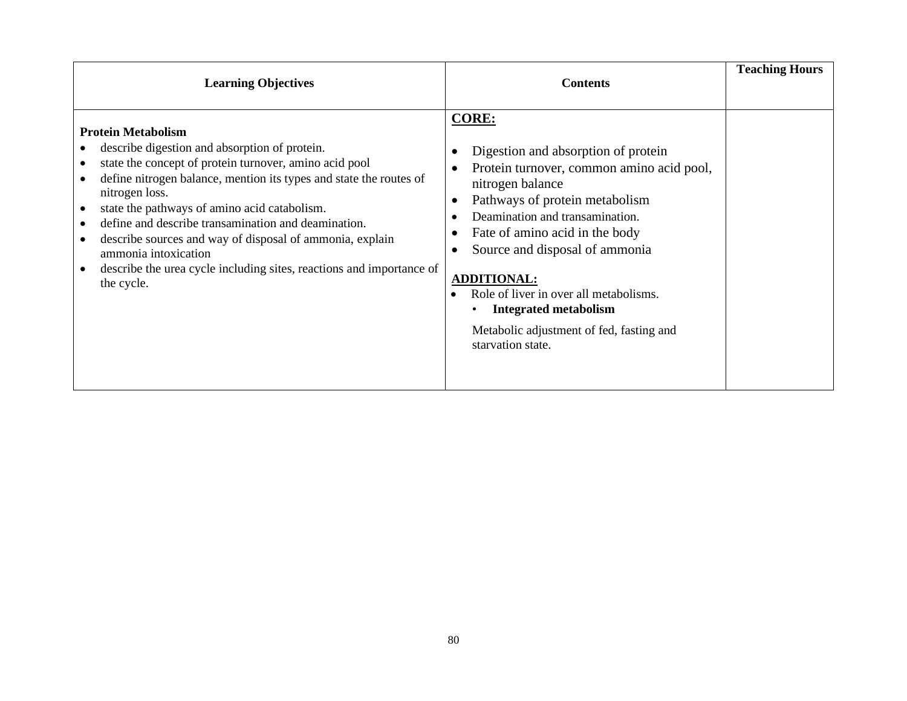| Learning Objectives | Contents | Teaching Hours |
|---|---|---|
| **Protein Metabolism**<br>• describe digestion and absorption of protein.<br>• state the concept of protein turnover, amino acid pool<br>• define nitrogen balance, mention its types and state the routes of nitrogen loss.<br>• state the pathways of amino acid catabolism.<br>• define and describe transamination and deamination.<br>• describe sources and way of disposal of ammonia, explain ammonia intoxication<br>• describe the urea cycle including sites, reactions and importance of the cycle. | **CORE:**<br>• Digestion and absorption of protein<br>• Protein turnover, common amino acid pool, nitrogen balance<br>• Pathways of protein metabolism<br>• Deamination and transamination.<br>• Fate of amino acid in the body<br>• Source and disposal of ammonia<br><br>**ADDITIONAL:**<br>• Role of liver in over all metabolisms.<br>• **Integrated metabolism**<br>Metabolic adjustment of fed, fasting and starvation state. | |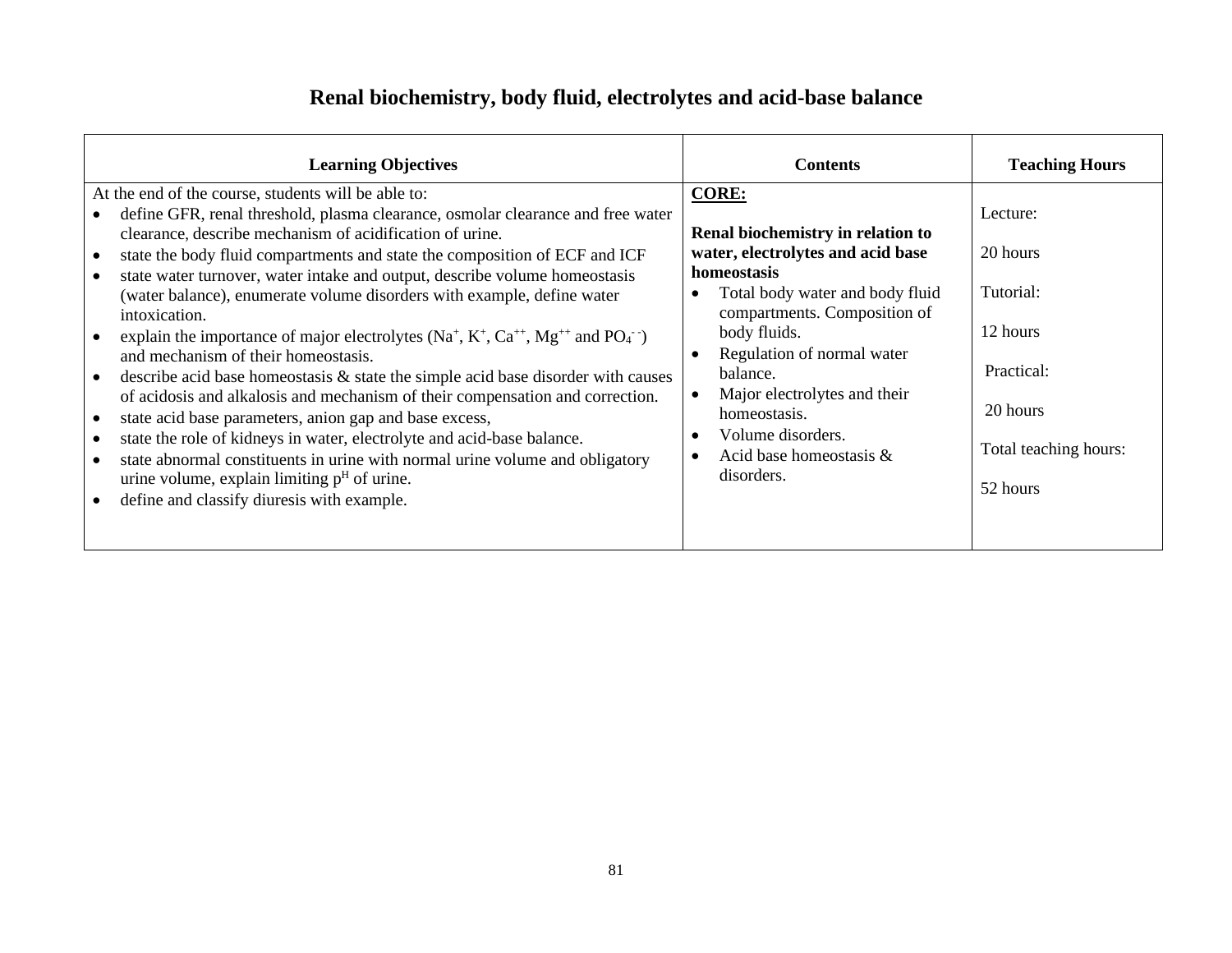# Renal biochemistry, body fluid, electrolytes and acid-base balance

| Learning Objectives | Contents | Teaching Hours |
|---|---|---|
| At the end of the course, students will be able to:<br>• define GFR, renal threshold, plasma clearance, osmolar clearance and free water clearance, describe mechanism of acidification of urine.<br>• state the body fluid compartments and state the composition of ECF and ICF<br>• state water turnover, water intake and output, describe volume homeostasis (water balance), enumerate volume disorders with example, define water intoxication.<br>• explain the importance of major electrolytes ($Na^+$, $K^+$, $Ca^{++}$, $Mg^{++}$ and $PO_4^{--}$) and mechanism of their homeostasis.<br>• describe acid base homeostasis & state the simple acid base disorder with causes of acidosis and alkalosis and mechanism of their compensation and correction.<br>• state acid base parameters, anion gap and base excess,<br>• state the role of kidneys in water, electrolyte and acid-base balance.<br>• state abnormal constituents in urine with normal urine volume and obligatory urine volume, explain limiting $p^H$ of urine.<br>• define and classify diuresis with example. | **CORE:**<br><br>**Renal biochemistry in relation to water, electrolytes and acid base homeostasis**<br>• Total body water and body fluid compartments. Composition of body fluids.<br>• Regulation of normal water balance.<br>• Major electrolytes and their homeostasis.<br>• Volume disorders.<br>• Acid base homeostasis & disorders. | Lecture:<br><br>20 hours<br><br>Tutorial:<br><br>12 hours<br><br>Practical:<br><br>20 hours<br><br>Total teaching hours:<br><br>52 hours |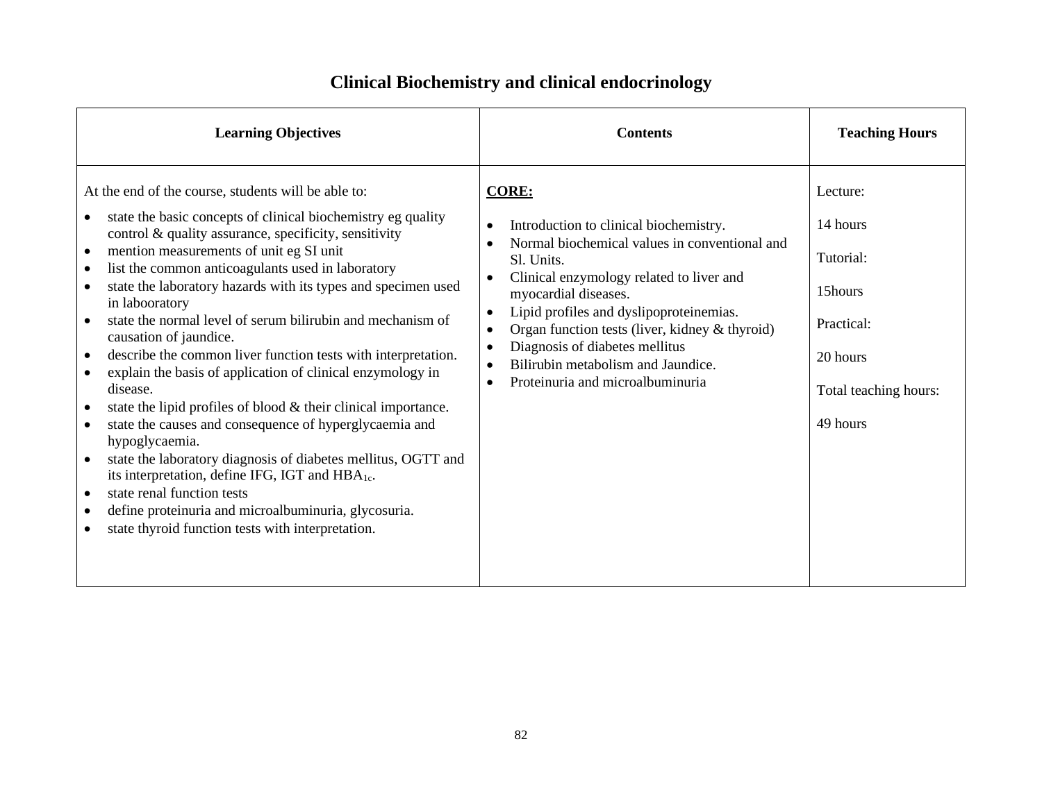# Clinical Biochemistry and clinical endocrinology

| Learning Objectives | Contents | Teaching Hours |
|---|---|---|
| At the end of the course, students will be able to:<br>• state the basic concepts of clinical biochemistry eg quality control & quality assurance, specificity, sensitivity<br>• mention measurements of unit eg SI unit<br>• list the common anticoagulants used in laboratory<br>• state the laboratory hazards with its types and specimen used in labooratory<br>• state the normal level of serum bilirubin and mechanism of causation of jaundice.<br>• describe the common liver function tests with interpretation.<br>• explain the basis of application of clinical enzymology in disease.<br>• state the lipid profiles of blood & their clinical importance.<br>• state the causes and consequence of hyperglycaemia and hypoglycaemia.<br>• state the laboratory diagnosis of diabetes mellitus, OGTT and its interpretation, define IFG, IGT and $HBA_{1c}$.<br>• state renal function tests<br>• define proteinuria and microalbuminuria, glycosuria.<br>• state thyroid function tests with interpretation. | **CORE:**<br>• Introduction to clinical biochemistry.<br>• Normal biochemical values in conventional and Sl. Units.<br>• Clinical enzymology related to liver and myocardial diseases.<br>• Lipid profiles and dyslipoproteinemias.<br>• Organ function tests (liver, kidney & thyroid)<br>• Diagnosis of diabetes mellitus<br>• Bilirubin metabolism and Jaundice.<br>• Proteinuria and microalbuminuria | Lecture:<br>14 hours<br>Tutorial:<br>15hours<br>Practical:<br>20 hours<br>Total teaching hours:<br>49 hours |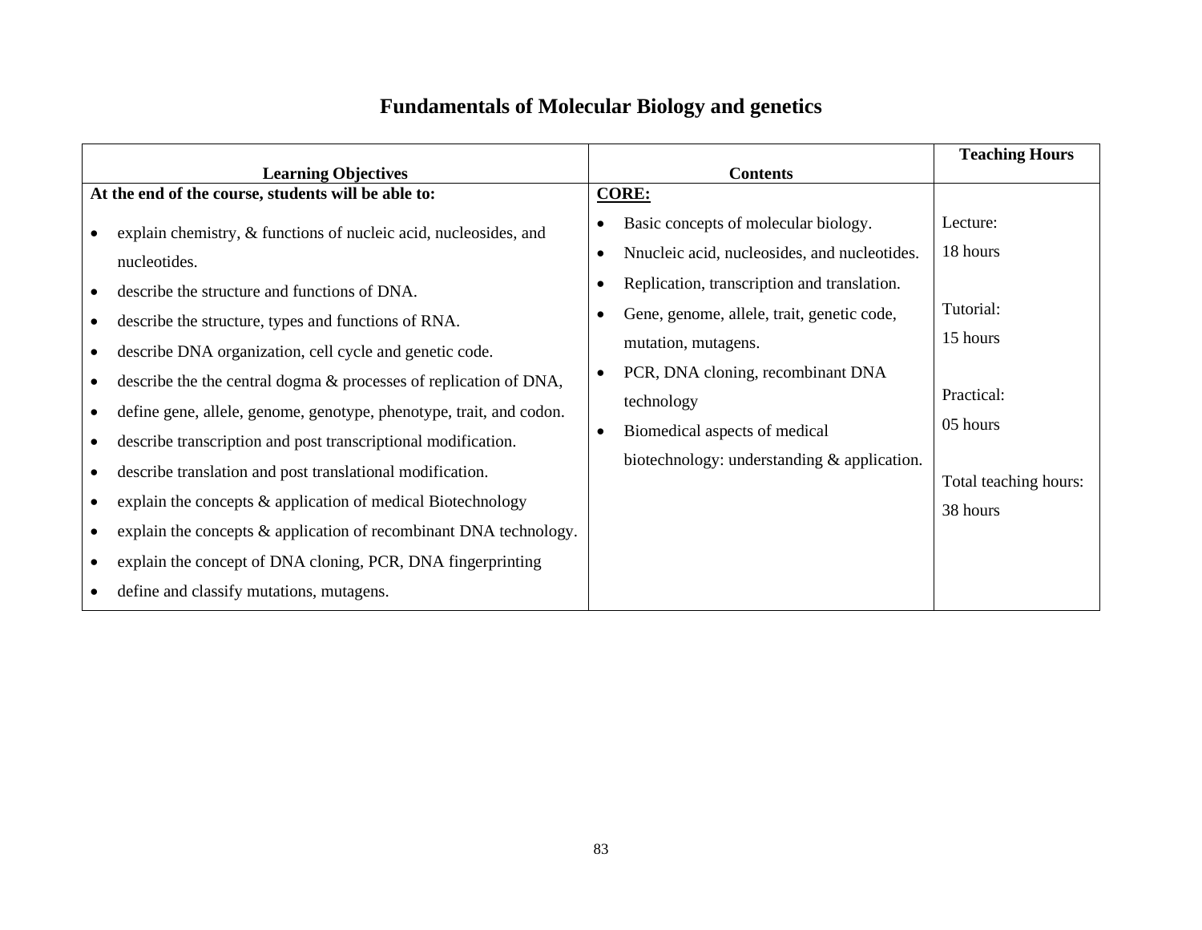# Fundamentals of Molecular Biology and genetics

| Learning Objectives | Contents | Teaching Hours |
|---|---|---|
| **At the end of the course, students will be able to:**<br>• explain chemistry, & functions of nucleic acid, nucleosides, and nucleotides.<br>• describe the structure and functions of DNA.<br>• describe the structure, types and functions of RNA.<br>• describe DNA organization, cell cycle and genetic code.<br>• describe the the central dogma & processes of replication of DNA,<br>• define gene, allele, genome, genotype, phenotype, trait, and codon.<br>• describe transcription and post transcriptional modification.<br>• describe translation and post translational modification.<br>• explain the concepts & application of medical Biotechnology<br>• explain the concepts & application of recombinant DNA technology.<br>• explain the concept of DNA cloning, PCR, DNA fingerprinting<br>• define and classify mutations, mutagens. | **CORE:**<br>• Basic concepts of molecular biology.<br>• Nnucleic acid, nucleosides, and nucleotides.<br>• Replication, transcription and translation.<br>• Gene, genome, allele, trait, genetic code, mutation, mutagens.<br>• PCR, DNA cloning, recombinant DNA technology<br>• Biomedical aspects of medical biotechnology: understanding & application. | Lecture:<br>18 hours<br><br>Tutorial:<br>15 hours<br><br>Practical:<br>05 hours<br><br>Total teaching hours:<br>38 hours |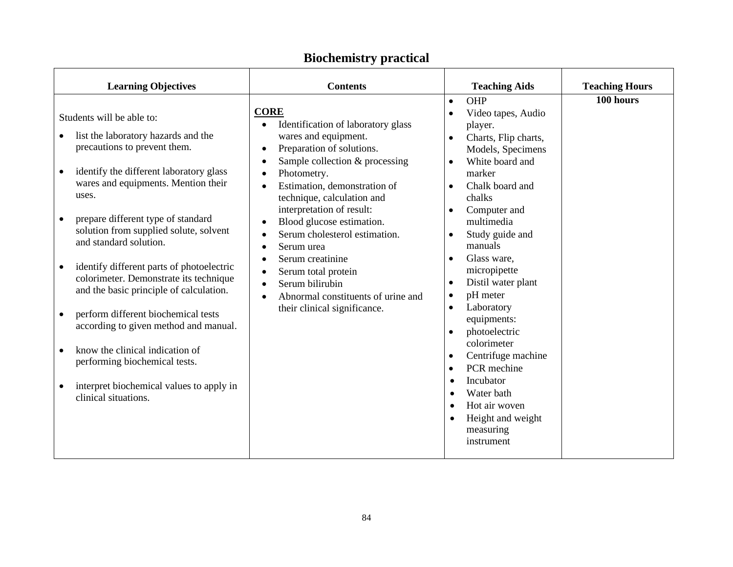# Biochemistry practical

| Learning Objectives | Contents | Teaching Aids | Teaching Hours |
|---|---|---|---|
| Students will be able to:<br>• list the laboratory hazards and the precautions to prevent them.<br>• identify the different laboratory glass wares and equipments. Mention their uses.<br>• prepare different type of standard solution from supplied solute, solvent and standard solution.<br>• identify different parts of photoelectric colorimeter. Demonstrate its technique and the basic principle of calculation.<br>• perform different biochemical tests according to given method and manual.<br>• know the clinical indication of performing biochemical tests.<br>• interpret biochemical values to apply in clinical situations. | **CORE**<br>• Identification of laboratory glass wares and equipment.<br>• Preparation of solutions.<br>• Sample collection & processing<br>• Photometry.<br>• Estimation, demonstration of technique, calculation and interpretation of result:<br>• Blood glucose estimation.<br>• Serum cholesterol estimation.<br>• Serum urea<br>• Serum creatinine<br>• Serum total protein<br>• Serum bilirubin<br>• Abnormal constituents of urine and their clinical significance. | • OHP<br>• Video tapes, Audio player.<br>• Charts, Flip charts, Models, Specimens<br>• White board and marker<br>• Chalk board and chalks<br>• Computer and multimedia<br>• Study guide and manuals<br>• Glass ware, micropipette<br>• Distil water plant<br>• pH meter<br>• Laboratory equipments:<br>• photoelectric colorimeter<br>• Centrifuge machine<br>• PCR mechine<br>• Incubator<br>• Water bath<br>• Hot air woven<br>• Height and weight measuring instrument | **100 hours** |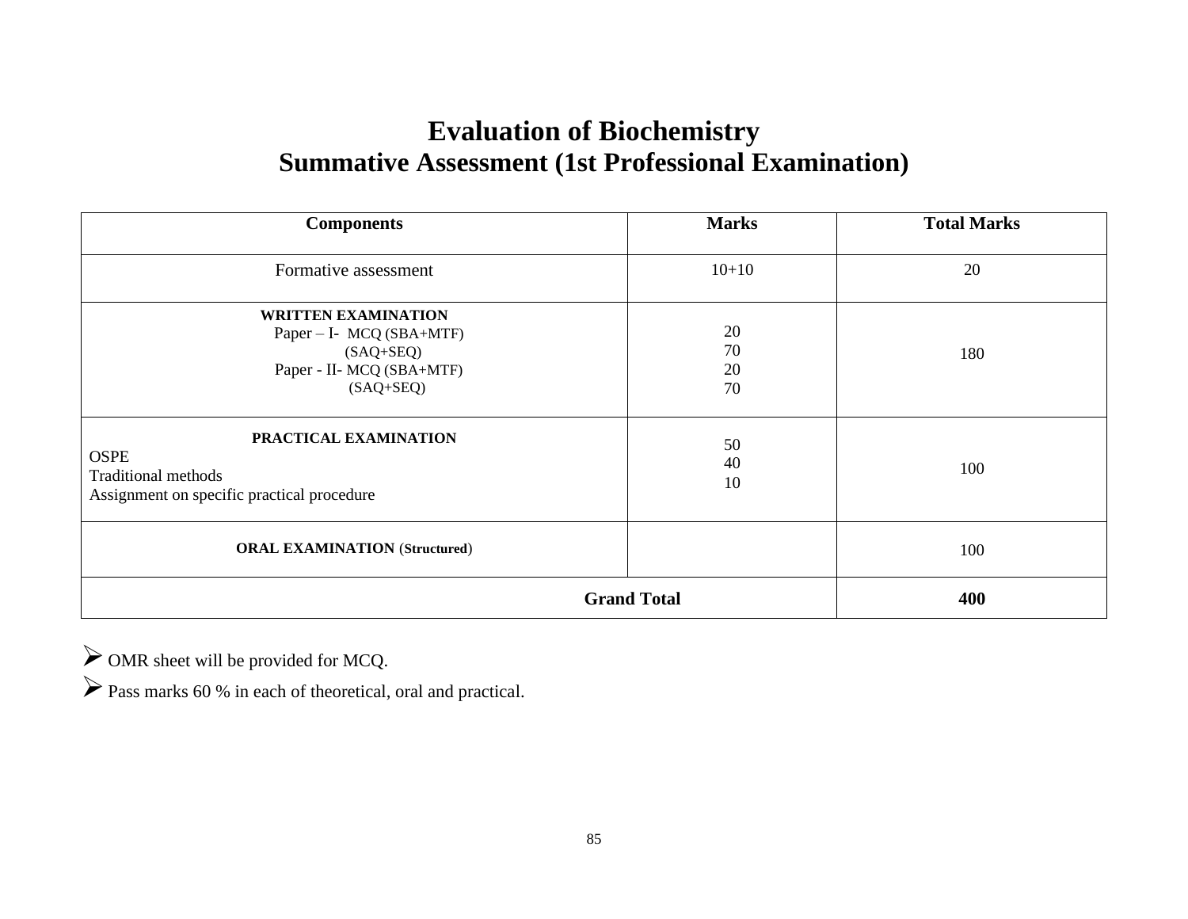# Evaluation of Biochemistry
## Summative Assessment (1st Professional Examination)

| Components | Marks | Total Marks |
|---|---|---|
| Formative assessment | 10+10 | 20 |
| **WRITTEN EXAMINATION**<br>Paper – I- MCQ (SBA+MTF)<br>(SAQ+SEQ)<br>Paper - II- MCQ (SBA+MTF)<br>(SAQ+SEQ) | 20<br>70<br>20<br>70 | 180 |
| **PRACTICAL EXAMINATION**<br>OSPE<br>Traditional methods<br>Assignment on specific practical procedure | 50<br>40<br>10 | 100 |
| **ORAL EXAMINATION** (**Structured**) | | 100 |
| **Grand Total** | | **400** |

- OMR sheet will be provided for MCQ.
- Pass marks 60 % in each of theoretical, oral and practical.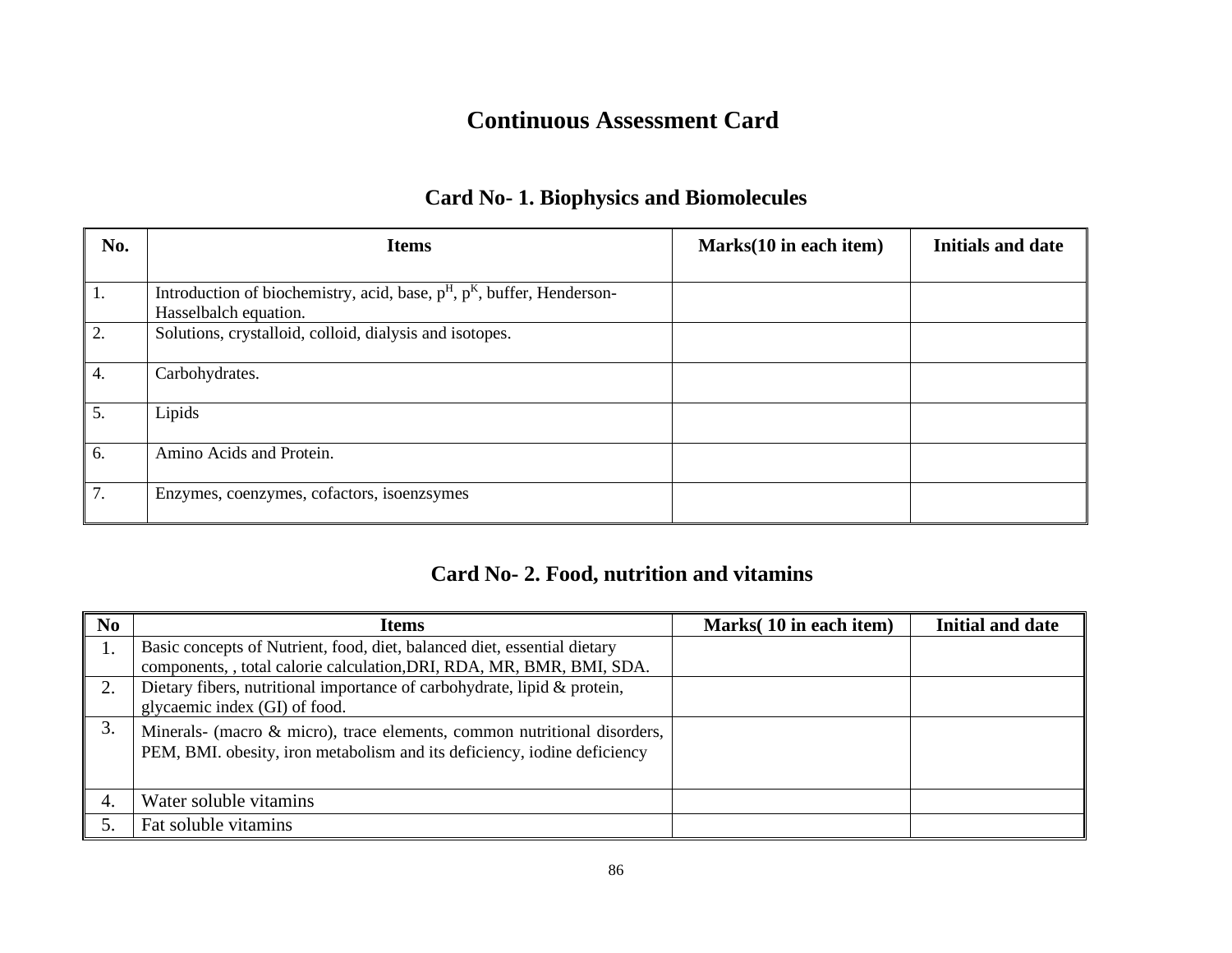# Continuous Assessment Card

## Card No- 1. Biophysics and Biomolecules

| No. | Items | Marks(10 in each item) | Initials and date |
|---|---|---|---|
| 1. | Introduction of biochemistry, acid, base, $p^H$, $p^K$, buffer, Henderson-Hasselbalch equation. | | |
| 2. | Solutions, crystalloid, colloid, dialysis and isotopes. | | |
| 4. | Carbohydrates. | | |
| 5. | Lipids | | |
| 6. | Amino Acids and Protein. | | |
| 7. | Enzymes, coenzymes, cofactors, isoenzsymes | | |

## Card No- 2. Food, nutrition and vitamins

| No | Items | Marks( 10 in each item) | Initial and date |
|---|---|---|---|
| 1. | Basic concepts of Nutrient, food, diet, balanced diet, essential dietary components, , total calorie calculation,DRI, RDA, MR, BMR, BMI, SDA. | | |
| 2. | Dietary fibers, nutritional importance of carbohydrate, lipid & protein, glycaemic index (GI) of food. | | |
| 3. | Minerals- (macro & micro), trace elements, common nutritional disorders, PEM, BMI. obesity, iron metabolism and its deficiency, iodine deficiency | | |
| 4. | Water soluble vitamins | | |
| 5. | Fat soluble vitamins | | |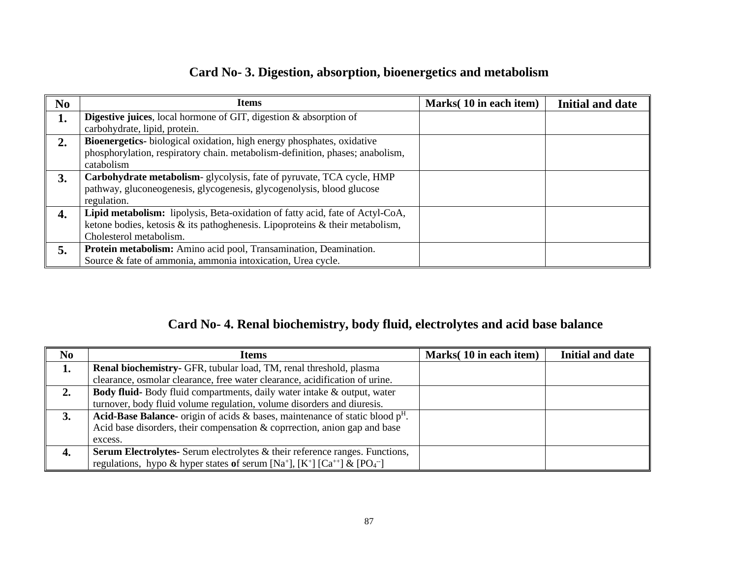## Card No- 3. Digestion, absorption, bioenergetics and metabolism

| No | Items | Marks( 10 in each item) | Initial and date |
|---|---|---|---|
| 1. | **Digestive juices**, local hormone of GIT, digestion & absorption of carbohydrate, lipid, protein. | | |
| 2. | **Bioenergetics-** biological oxidation, high energy phosphates, oxidative phosphorylation, respiratory chain. metabolism-definition, phases; anabolism, catabolism | | |
| 3. | **Carbohydrate metabolism**- glycolysis, fate of pyruvate, TCA cycle, HMP pathway, gluconeogenesis, glycogenesis, glycogenolysis, blood glucose regulation. | | |
| 4. | **Lipid metabolism:** lipolysis, Beta-oxidation of fatty acid, fate of Actyl-CoA, ketone bodies, ketosis & its pathoghenesis. Lipoproteins & their metabolism, Cholesterol metabolism. | | |
| 5. | **Protein metabolism:** Amino acid pool, Transamination, Deamination. Source & fate of ammonia, ammonia intoxication, Urea cycle. | | |

## Card No- 4. Renal biochemistry, body fluid, electrolytes and acid base balance

| No | Items | Marks( 10 in each item) | Initial and date |
|---|---|---|---|
| 1. | **Renal biochemistry-** GFR, tubular load, TM, renal threshold, plasma clearance, osmolar clearance, free water clearance, acidification of urine. | | |
| 2. | **Body fluid-** Body fluid compartments, daily water intake & output, water turnover, body fluid volume regulation, volume disorders and diuresis. | | |
| 3. | **Acid-Base Balance**- origin of acids & bases, maintenance of static blood $p^H$. Acid base disorders, their compensation & coprrection, anion gap and base excess. | | |
| 4. | **Serum Electrolytes-** Serum electrolytes & their reference ranges. Functions, regulations, hypo & hyper states **o**f serum [$Na^+$], [$K^+$] [$Ca^{++}$] & [$PO_4^{--}$] | | |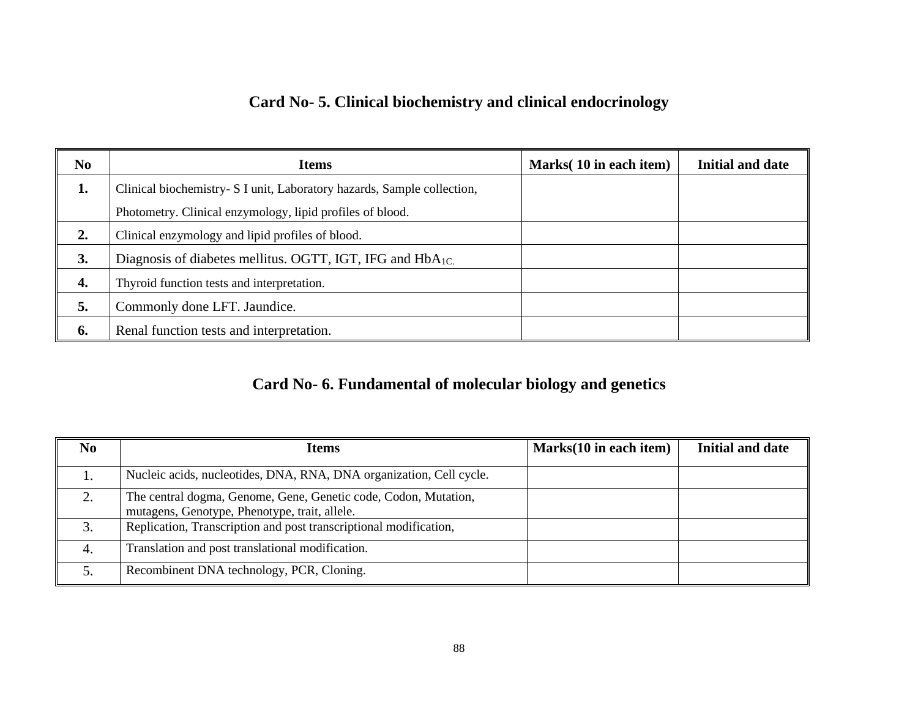## Card No- 5. Clinical biochemistry and clinical endocrinology

| No | Items | Marks( 10 in each item) | Initial and date |
|---|---|---|---|
| **1.** | Clinical biochemistry- S I unit, Laboratory hazards, Sample collection, Photometry. Clinical enzymology, lipid profiles of blood. | | |
| **2.** | Clinical enzymology and lipid profiles of blood. | | |
| **3.** | Diagnosis of diabetes mellitus. OGTT, IGT, IFG and $HbA_{1C}$. | | |
| **4.** | Thyroid function tests and interpretation. | | |
| **5.** | Commonly done LFT. Jaundice. | | |
| **6.** | Renal function tests and interpretation. | | |

## Card No- 6. Fundamental of molecular biology and genetics

| No | Items | Marks(10 in each item) | Initial and date |
|---|---|---|---|
| 1. | Nucleic acids, nucleotides, DNA, RNA, DNA organization, Cell cycle. | | |
| 2. | The central dogma, Genome, Gene, Genetic code, Codon, Mutation, mutagens, Genotype, Phenotype, trait, allele. | | |
| 3. | Replication, Transcription and post transcriptional modification, | | |
| 4. | Translation and post translational modification. | | |
| 5. | Recombinent DNA technology, PCR, Cloning. | | |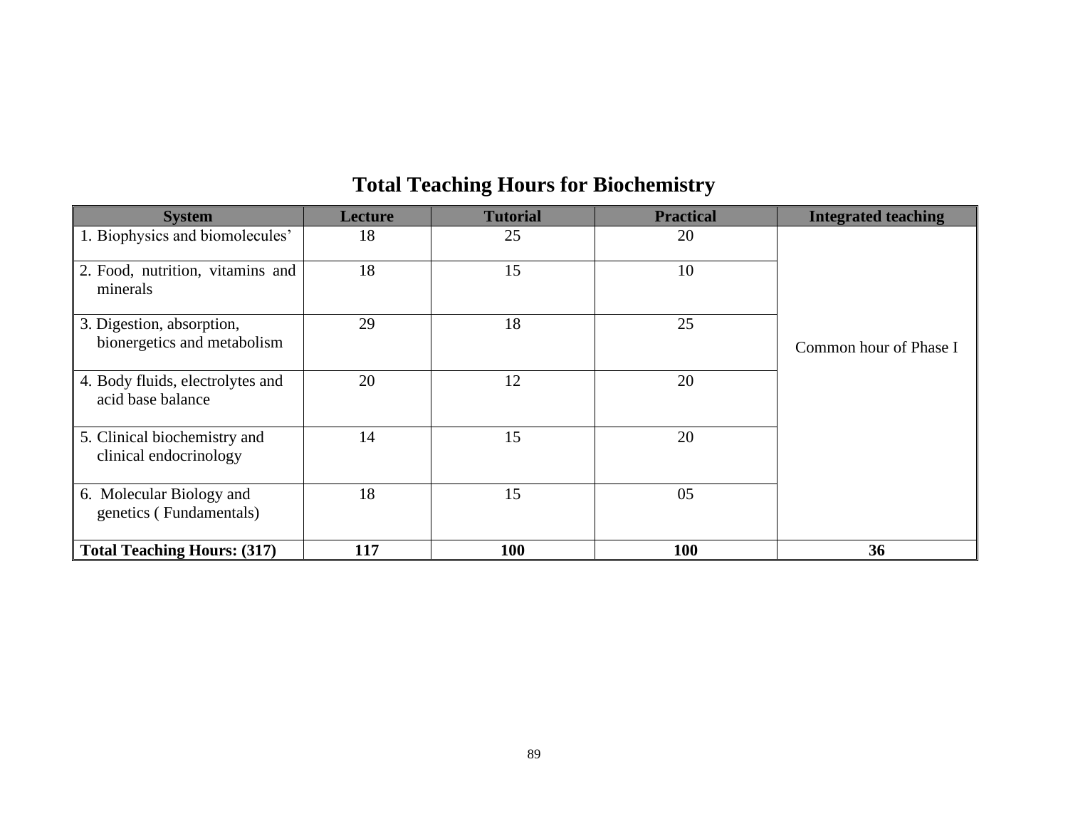# Total Teaching Hours for Biochemistry

| System | Lecture | Tutorial | Practical | Integrated teaching |
|---|---|---|---|---|
| 1. Biophysics and biomolecules' | 18 | 25 | 20 | Common hour of Phase I |
| 2. Food, nutrition, vitamins and minerals | 18 | 15 | 10 | |
| 3. Digestion, absorption, bionergetics and metabolism | 29 | 18 | 25 | |
| 4. Body fluids, electrolytes and acid base balance | 20 | 12 | 20 | |
| 5. Clinical biochemistry and clinical endocrinology | 14 | 15 | 20 | |
| 6. Molecular Biology and genetics ( Fundamentals) | 18 | 15 | 05 | |
| **Total Teaching Hours: (317)** | **117** | **100** | **100** | **36** |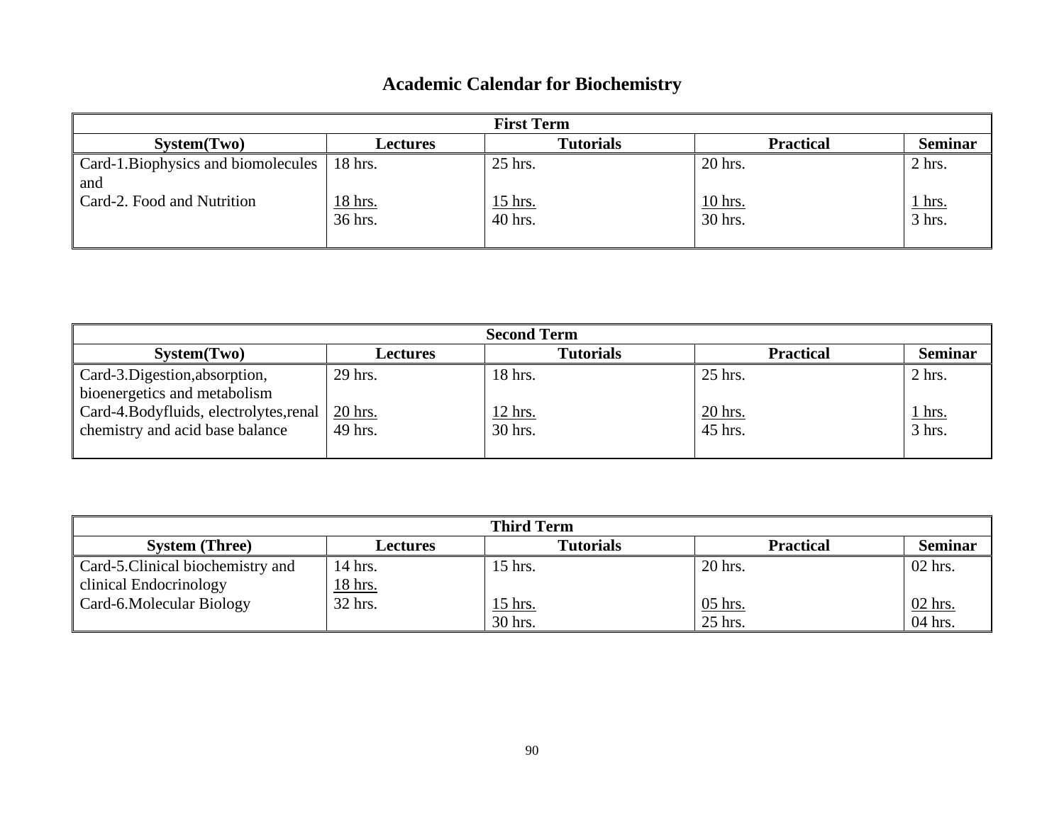# Academic Calendar for Biochemistry

| First Term | | | | |
|---|---|---|---|---|
| **System(Two)** | **Lectures** | **Tutorials** | **Practical** | **Seminar** |
| Card-1.Biophysics and biomolecules and | 18 hrs. | 25 hrs. | 20 hrs. | 2 hrs. |
| Card-2. Food and Nutrition | 18 hrs. | 15 hrs. | 10 hrs. | 1 hrs. |
| | 36 hrs. | 40 hrs. | 30 hrs. | 3 hrs. |

| Second Term | | | | |
|---|---|---|---|---|
| **System(Two)** | **Lectures** | **Tutorials** | **Practical** | **Seminar** |
| Card-3.Digestion,absorption, bioenergetics and metabolism | 29 hrs. | 18 hrs. | 25 hrs. | 2 hrs. |
| Card-4.Bodyfluids, electrolytes,renal chemistry and acid base balance | 20 hrs. | 12 hrs. | 20 hrs. | 1 hrs. |
| | 49 hrs. | 30 hrs. | 45 hrs. | 3 hrs. |

| Third Term | | | | |
|---|---|---|---|---|
| **System (Three)** | **Lectures** | **Tutorials** | **Practical** | **Seminar** |
| Card-5.Clinical biochemistry and clinical Endocrinology | 14 hrs. | 15 hrs. | 20 hrs. | 02 hrs. |
| | 18 hrs. | | | |
| Card-6.Molecular Biology | 32 hrs. | 15 hrs. | 05 hrs. | 02 hrs. |
| | | 30 hrs. | 25 hrs. | 04 hrs. |